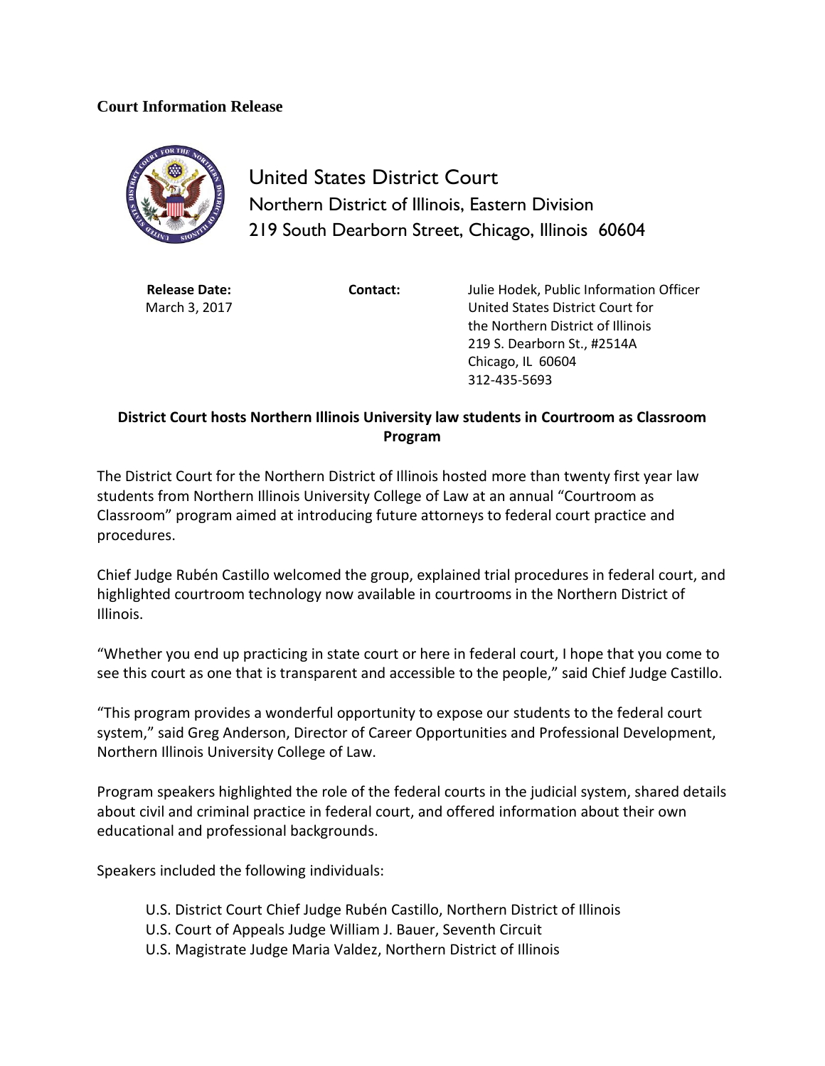**Court Information Release**

# United States District Court

Northern District of Illinois, Eastern Division

219 South Dearborn Street, Chicago, Illinois 60604

**Release Date:**
March 3, 2017

**Contact:**
Julie Hodek, Public Information Officer
United States District Court for
the Northern District of Illinois
219 S. Dearborn St., #2514A
Chicago, IL 60604
312-435-5693

## District Court hosts Northern Illinois University law students in Courtroom as Classroom Program

The District Court for the Northern District of Illinois hosted more than twenty first year law students from Northern Illinois University College of Law at an annual "Courtroom as Classroom" program aimed at introducing future attorneys to federal court practice and procedures.

Chief Judge Rubén Castillo welcomed the group, explained trial procedures in federal court, and highlighted courtroom technology now available in courtrooms in the Northern District of Illinois.

"Whether you end up practicing in state court or here in federal court, I hope that you come to see this court as one that is transparent and accessible to the people," said Chief Judge Castillo.

"This program provides a wonderful opportunity to expose our students to the federal court system," said Greg Anderson, Director of Career Opportunities and Professional Development, Northern Illinois University College of Law.

Program speakers highlighted the role of the federal courts in the judicial system, shared details about civil and criminal practice in federal court, and offered information about their own educational and professional backgrounds.

Speakers included the following individuals:

U.S. District Court Chief Judge Rubén Castillo, Northern District of Illinois
U.S. Court of Appeals Judge William J. Bauer, Seventh Circuit
U.S. Magistrate Judge Maria Valdez, Northern District of Illinois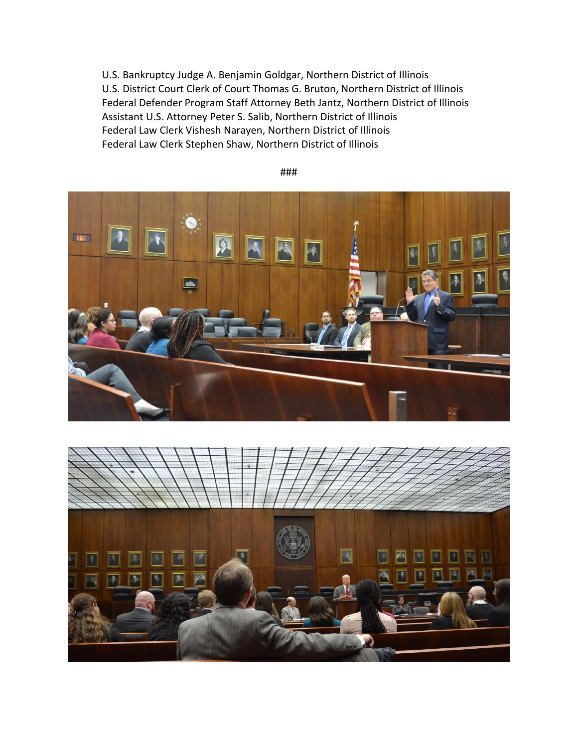U.S. Bankruptcy Judge A. Benjamin Goldgar, Northern District of Illinois
U.S. District Court Clerk of Court Thomas G. Bruton, Northern District of Illinois
Federal Defender Program Staff Attorney Beth Jantz, Northern District of Illinois
Assistant U.S. Attorney Peter S. Salib, Northern District of Illinois
Federal Law Clerk Vishesh Narayen, Northern District of Illinois
Federal Law Clerk Stephen Shaw, Northern District of Illinois

###